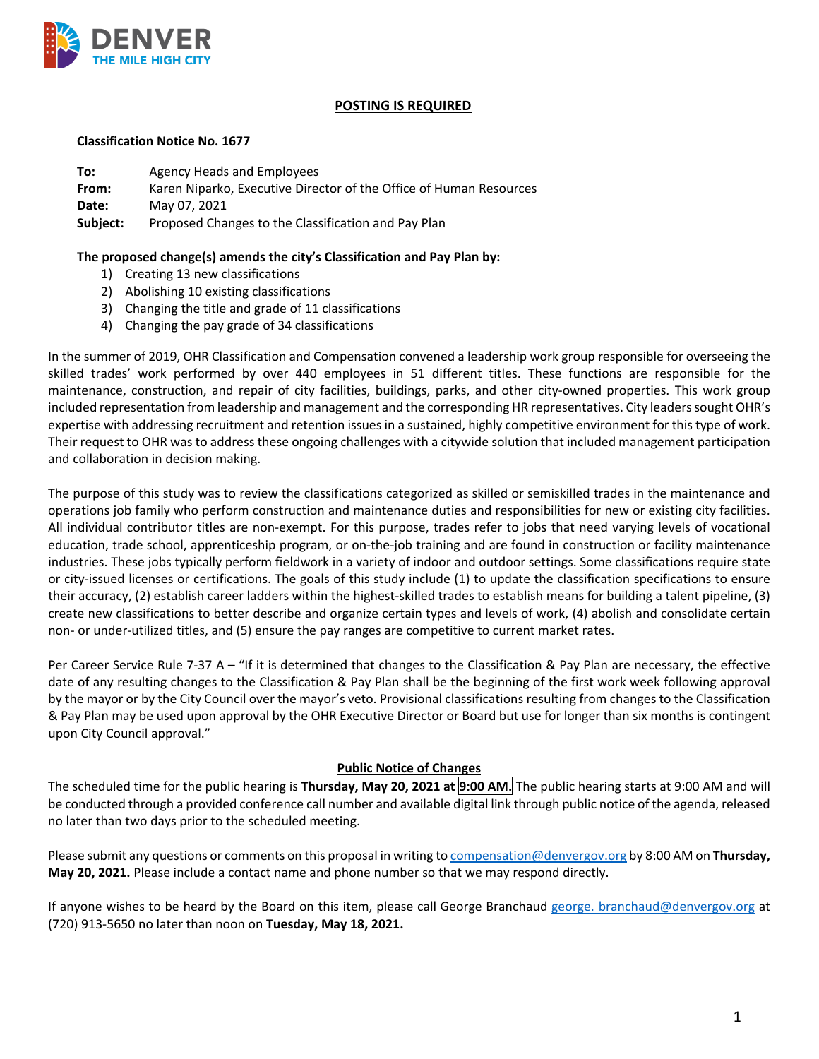DENVER
THE MILE HIGH CITY

**POSTING IS REQUIRED**

**Classification Notice No. 1677**

**To:** Agency Heads and Employees
**From:** Karen Niparko, Executive Director of the Office of Human Resources
**Date:** May 07, 2021
**Subject:** Proposed Changes to the Classification and Pay Plan

**The proposed change(s) amends the city's Classification and Pay Plan by:**

1) Creating 13 new classifications
2) Abolishing 10 existing classifications
3) Changing the title and grade of 11 classifications
4) Changing the pay grade of 34 classifications

In the summer of 2019, OHR Classification and Compensation convened a leadership work group responsible for overseeing the skilled trades' work performed by over 440 employees in 51 different titles. These functions are responsible for the maintenance, construction, and repair of city facilities, buildings, parks, and other city-owned properties. This work group included representation from leadership and management and the corresponding HR representatives. City leaders sought OHR's expertise with addressing recruitment and retention issues in a sustained, highly competitive environment for this type of work. Their request to OHR was to address these ongoing challenges with a citywide solution that included management participation and collaboration in decision making.

The purpose of this study was to review the classifications categorized as skilled or semiskilled trades in the maintenance and operations job family who perform construction and maintenance duties and responsibilities for new or existing city facilities. All individual contributor titles are non-exempt. For this purpose, trades refer to jobs that need varying levels of vocational education, trade school, apprenticeship program, or on-the-job training and are found in construction or facility maintenance industries. These jobs typically perform fieldwork in a variety of indoor and outdoor settings. Some classifications require state or city-issued licenses or certifications. The goals of this study include (1) to update the classification specifications to ensure their accuracy, (2) establish career ladders within the highest-skilled trades to establish means for building a talent pipeline, (3) create new classifications to better describe and organize certain types and levels of work, (4) abolish and consolidate certain non- or under-utilized titles, and (5) ensure the pay ranges are competitive to current market rates.

Per Career Service Rule 7-37 A – "If it is determined that changes to the Classification & Pay Plan are necessary, the effective date of any resulting changes to the Classification & Pay Plan shall be the beginning of the first work week following approval by the mayor or by the City Council over the mayor's veto. Provisional classifications resulting from changes to the Classification & Pay Plan may be used upon approval by the OHR Executive Director or Board but use for longer than six months is contingent upon City Council approval."

**Public Notice of Changes**

The scheduled time for the public hearing is **Thursday, May 20, 2021 at 9:00 AM.** The public hearing starts at 9:00 AM and will be conducted through a provided conference call number and available digital link through public notice of the agenda, released no later than two days prior to the scheduled meeting.

Please submit any questions or comments on this proposal in writing to compensation@denvergov.org by 8:00 AM on **Thursday, May 20, 2021.** Please include a contact name and phone number so that we may respond directly.

If anyone wishes to be heard by the Board on this item, please call George Branchaud george. branchaud@denvergov.org at (720) 913-5650 no later than noon on **Tuesday, May 18, 2021.**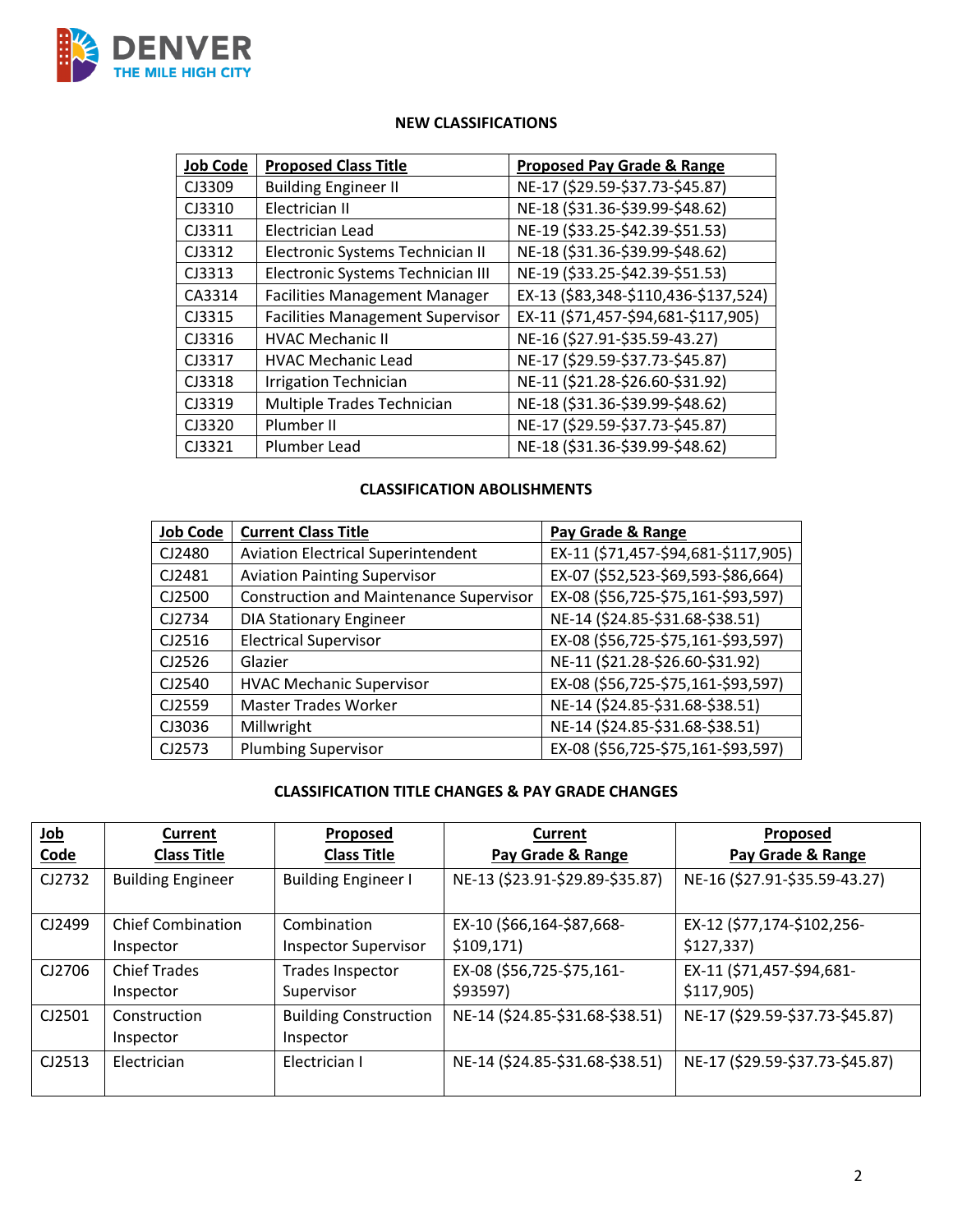## NEW CLASSIFICATIONS

| Job Code | Proposed Class Title | Proposed Pay Grade & Range |
|---|---|---|
| CJ3309 | Building Engineer II | NE-17 ($29.59-$37.73-$45.87) |
| CJ3310 | Electrician II | NE-18 ($31.36-$39.99-$48.62) |
| CJ3311 | Electrician Lead | NE-19 ($33.25-$42.39-$51.53) |
| CJ3312 | Electronic Systems Technician II | NE-18 ($31.36-$39.99-$48.62) |
| CJ3313 | Electronic Systems Technician III | NE-19 ($33.25-$42.39-$51.53) |
| CA3314 | Facilities Management Manager | EX-13 ($83,348-$110,436-$137,524) |
| CJ3315 | Facilities Management Supervisor | EX-11 ($71,457-$94,681-$117,905) |
| CJ3316 | HVAC Mechanic II | NE-16 ($27.91-$35.59-43.27) |
| CJ3317 | HVAC Mechanic Lead | NE-17 ($29.59-$37.73-$45.87) |
| CJ3318 | Irrigation Technician | NE-11 ($21.28-$26.60-$31.92) |
| CJ3319 | Multiple Trades Technician | NE-18 ($31.36-$39.99-$48.62) |
| CJ3320 | Plumber II | NE-17 ($29.59-$37.73-$45.87) |
| CJ3321 | Plumber Lead | NE-18 ($31.36-$39.99-$48.62) |

## CLASSIFICATION ABOLISHMENTS

| Job Code | Current Class Title | Pay Grade & Range |
|---|---|---|
| CJ2480 | Aviation Electrical Superintendent | EX-11 ($71,457-$94,681-$117,905) |
| CJ2481 | Aviation Painting Supervisor | EX-07 ($52,523-$69,593-$86,664) |
| CJ2500 | Construction and Maintenance Supervisor | EX-08 ($56,725-$75,161-$93,597) |
| CJ2734 | DIA Stationary Engineer | NE-14 ($24.85-$31.68-$38.51) |
| CJ2516 | Electrical Supervisor | EX-08 ($56,725-$75,161-$93,597) |
| CJ2526 | Glazier | NE-11 ($21.28-$26.60-$31.92) |
| CJ2540 | HVAC Mechanic Supervisor | EX-08 ($56,725-$75,161-$93,597) |
| CJ2559 | Master Trades Worker | NE-14 ($24.85-$31.68-$38.51) |
| CJ3036 | Millwright | NE-14 ($24.85-$31.68-$38.51) |
| CJ2573 | Plumbing Supervisor | EX-08 ($56,725-$75,161-$93,597) |

## CLASSIFICATION TITLE CHANGES & PAY GRADE CHANGES

| Job Code | Current Class Title | Proposed Class Title | Current Pay Grade & Range | Proposed Pay Grade & Range |
|---|---|---|---|---|
| CJ2732 | Building Engineer | Building Engineer I | NE-13 ($23.91-$29.89-$35.87) | NE-16 ($27.91-$35.59-43.27) |
| CJ2499 | Chief Combination Inspector | Combination Inspector Supervisor | EX-10 ($66,164-$87,668-$109,171) | EX-12 ($77,174-$102,256-$127,337) |
| CJ2706 | Chief Trades Inspector | Trades Inspector Supervisor | EX-08 ($56,725-$75,161-$93597) | EX-11 ($71,457-$94,681-$117,905) |
| CJ2501 | Construction Inspector | Building Construction Inspector | NE-14 ($24.85-$31.68-$38.51) | NE-17 ($29.59-$37.73-$45.87) |
| CJ2513 | Electrician | Electrician I | NE-14 ($24.85-$31.68-$38.51) | NE-17 ($29.59-$37.73-$45.87) |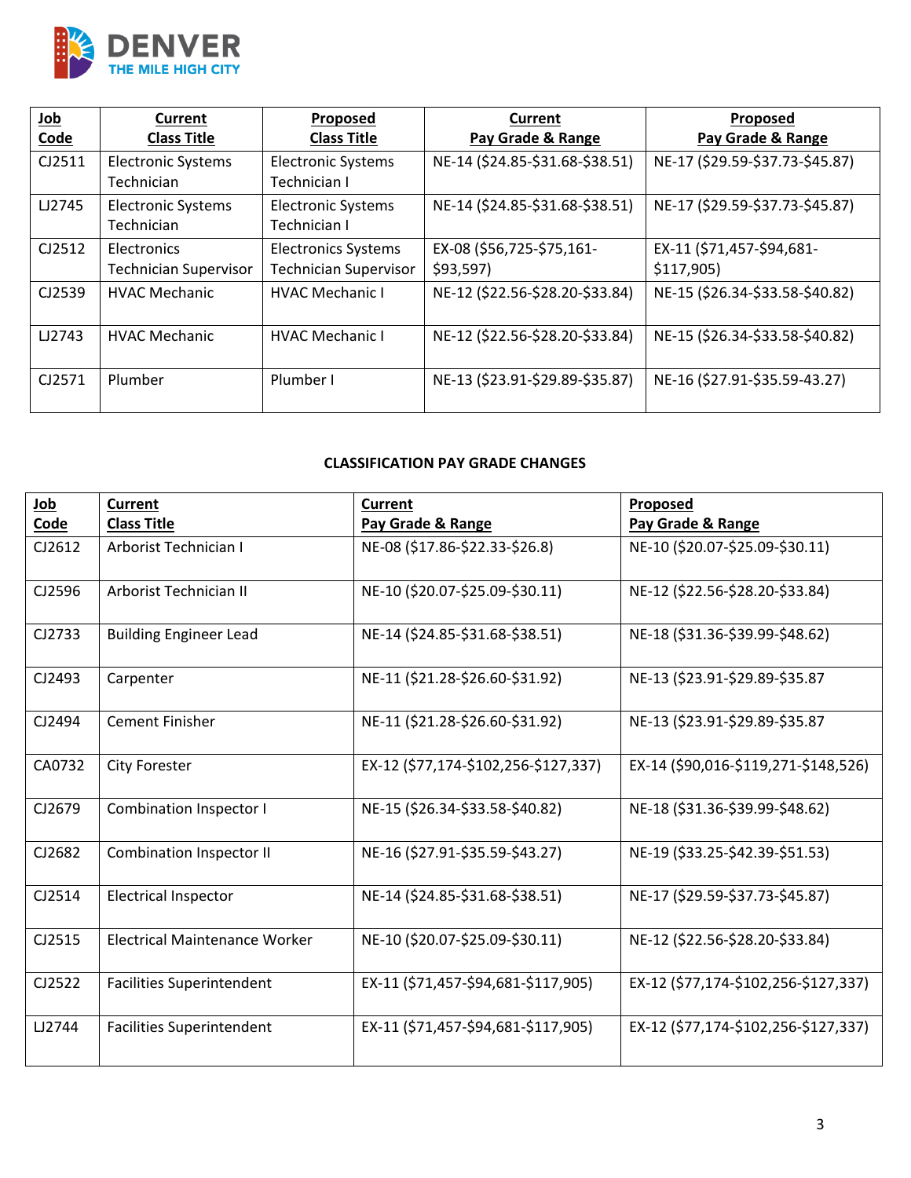| Job Code | Current Class Title | Proposed Class Title | Current Pay Grade & Range | Proposed Pay Grade & Range |
|---|---|---|---|---|
| CJ2511 | Electronic Systems Technician | Electronic Systems Technician I | NE-14 ($24.85-$31.68-$38.51) | NE-17 ($29.59-$37.73-$45.87) |
| LJ2745 | Electronic Systems Technician | Electronic Systems Technician I | NE-14 ($24.85-$31.68-$38.51) | NE-17 ($29.59-$37.73-$45.87) |
| CJ2512 | Electronics Technician Supervisor | Electronics Systems Technician Supervisor | EX-08 ($56,725-$75,161-$93,597) | EX-11 ($71,457-$94,681-$117,905) |
| CJ2539 | HVAC Mechanic | HVAC Mechanic I | NE-12 ($22.56-$28.20-$33.84) | NE-15 ($26.34-$33.58-$40.82) |
| LJ2743 | HVAC Mechanic | HVAC Mechanic I | NE-12 ($22.56-$28.20-$33.84) | NE-15 ($26.34-$33.58-$40.82) |
| CJ2571 | Plumber | Plumber I | NE-13 ($23.91-$29.89-$35.87) | NE-16 ($27.91-$35.59-43.27) |

**CLASSIFICATION PAY GRADE CHANGES**

| Job Code | Current Class Title | Current Pay Grade & Range | Proposed Pay Grade & Range |
|---|---|---|---|
| CJ2612 | Arborist Technician I | NE-08 ($17.86-$22.33-$26.8) | NE-10 ($20.07-$25.09-$30.11) |
| CJ2596 | Arborist Technician II | NE-10 ($20.07-$25.09-$30.11) | NE-12 ($22.56-$28.20-$33.84) |
| CJ2733 | Building Engineer Lead | NE-14 ($24.85-$31.68-$38.51) | NE-18 ($31.36-$39.99-$48.62) |
| CJ2493 | Carpenter | NE-11 ($21.28-$26.60-$31.92) | NE-13 ($23.91-$29.89-$35.87 |
| CJ2494 | Cement Finisher | NE-11 ($21.28-$26.60-$31.92) | NE-13 ($23.91-$29.89-$35.87 |
| CA0732 | City Forester | EX-12 ($77,174-$102,256-$127,337) | EX-14 ($90,016-$119,271-$148,526) |
| CJ2679 | Combination Inspector I | NE-15 ($26.34-$33.58-$40.82) | NE-18 ($31.36-$39.99-$48.62) |
| CJ2682 | Combination Inspector II | NE-16 ($27.91-$35.59-$43.27) | NE-19 ($33.25-$42.39-$51.53) |
| CJ2514 | Electrical Inspector | NE-14 ($24.85-$31.68-$38.51) | NE-17 ($29.59-$37.73-$45.87) |
| CJ2515 | Electrical Maintenance Worker | NE-10 ($20.07-$25.09-$30.11) | NE-12 ($22.56-$28.20-$33.84) |
| CJ2522 | Facilities Superintendent | EX-11 ($71,457-$94,681-$117,905) | EX-12 ($77,174-$102,256-$127,337) |
| LJ2744 | Facilities Superintendent | EX-11 ($71,457-$94,681-$117,905) | EX-12 ($77,174-$102,256-$127,337) |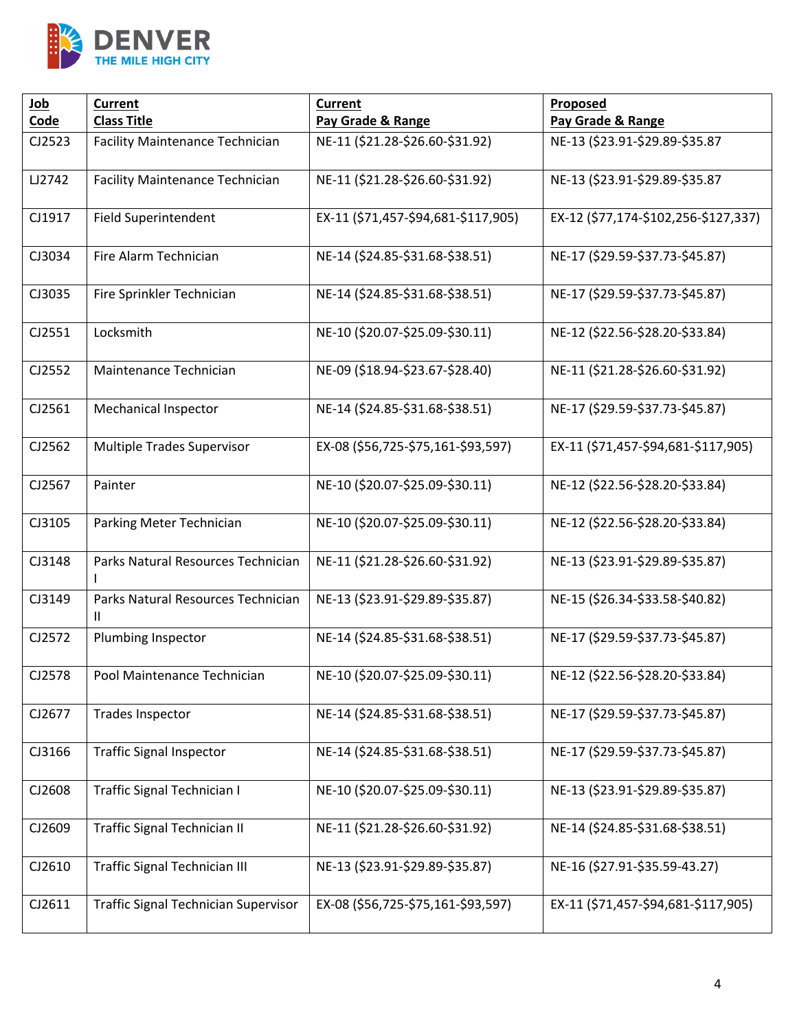| Job Code | Current Class Title | Current Pay Grade & Range | Proposed Pay Grade & Range |
|---|---|---|---|
| CJ2523 | Facility Maintenance Technician | NE-11 ($21.28-$26.60-$31.92) | NE-13 ($23.91-$29.89-$35.87 |
| LJ2742 | Facility Maintenance Technician | NE-11 ($21.28-$26.60-$31.92) | NE-13 ($23.91-$29.89-$35.87 |
| CJ1917 | Field Superintendent | EX-11 ($71,457-$94,681-$117,905) | EX-12 ($77,174-$102,256-$127,337) |
| CJ3034 | Fire Alarm Technician | NE-14 ($24.85-$31.68-$38.51) | NE-17 ($29.59-$37.73-$45.87) |
| CJ3035 | Fire Sprinkler Technician | NE-14 ($24.85-$31.68-$38.51) | NE-17 ($29.59-$37.73-$45.87) |
| CJ2551 | Locksmith | NE-10 ($20.07-$25.09-$30.11) | NE-12 ($22.56-$28.20-$33.84) |
| CJ2552 | Maintenance Technician | NE-09 ($18.94-$23.67-$28.40) | NE-11 ($21.28-$26.60-$31.92) |
| CJ2561 | Mechanical Inspector | NE-14 ($24.85-$31.68-$38.51) | NE-17 ($29.59-$37.73-$45.87) |
| CJ2562 | Multiple Trades Supervisor | EX-08 ($56,725-$75,161-$93,597) | EX-11 ($71,457-$94,681-$117,905) |
| CJ2567 | Painter | NE-10 ($20.07-$25.09-$30.11) | NE-12 ($22.56-$28.20-$33.84) |
| CJ3105 | Parking Meter Technician | NE-10 ($20.07-$25.09-$30.11) | NE-12 ($22.56-$28.20-$33.84) |
| CJ3148 | Parks Natural Resources Technician I | NE-11 ($21.28-$26.60-$31.92) | NE-13 ($23.91-$29.89-$35.87) |
| CJ3149 | Parks Natural Resources Technician II | NE-13 ($23.91-$29.89-$35.87) | NE-15 ($26.34-$33.58-$40.82) |
| CJ2572 | Plumbing Inspector | NE-14 ($24.85-$31.68-$38.51) | NE-17 ($29.59-$37.73-$45.87) |
| CJ2578 | Pool Maintenance Technician | NE-10 ($20.07-$25.09-$30.11) | NE-12 ($22.56-$28.20-$33.84) |
| CJ2677 | Trades Inspector | NE-14 ($24.85-$31.68-$38.51) | NE-17 ($29.59-$37.73-$45.87) |
| CJ3166 | Traffic Signal Inspector | NE-14 ($24.85-$31.68-$38.51) | NE-17 ($29.59-$37.73-$45.87) |
| CJ2608 | Traffic Signal Technician I | NE-10 ($20.07-$25.09-$30.11) | NE-13 ($23.91-$29.89-$35.87) |
| CJ2609 | Traffic Signal Technician II | NE-11 ($21.28-$26.60-$31.92) | NE-14 ($24.85-$31.68-$38.51) |
| CJ2610 | Traffic Signal Technician III | NE-13 ($23.91-$29.89-$35.87) | NE-16 ($27.91-$35.59-43.27) |
| CJ2611 | Traffic Signal Technician Supervisor | EX-08 ($56,725-$75,161-$93,597) | EX-11 ($71,457-$94,681-$117,905) |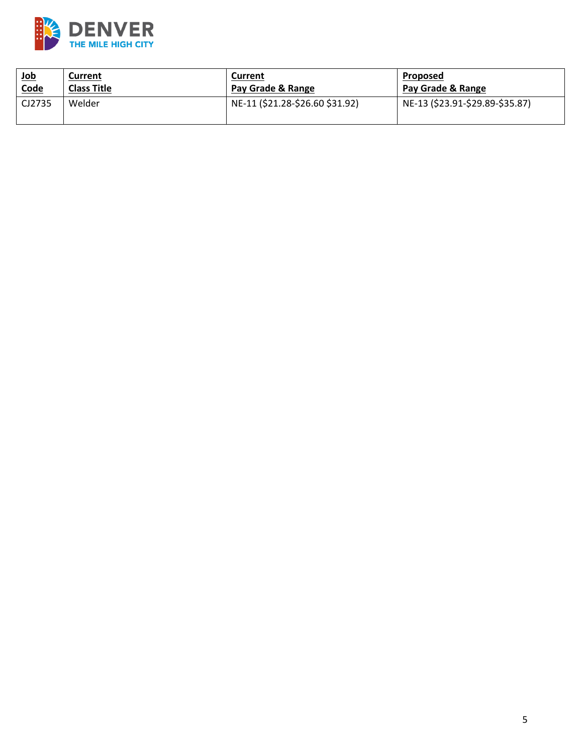| Job Code | Current Class Title | Current Pay Grade & Range | Proposed Pay Grade & Range |
| --- | --- | --- | --- |
| CJ2735 | Welder | NE-11 ($21.28-$26.60 $31.92) | NE-13 ($23.91-$29.89-$35.87) |